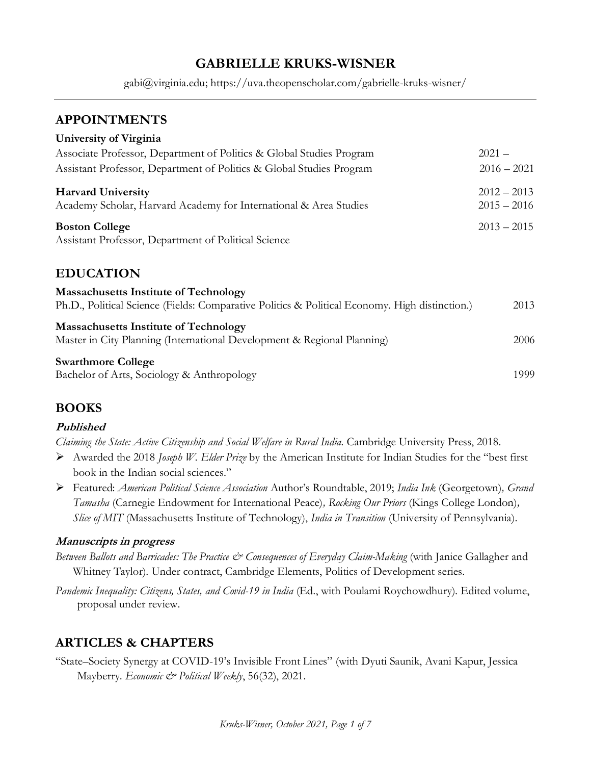# GABRIELLE KRUKS-WISNER

gabi@virginia.edu; https://uva.theopenscholar.com/gabrielle-kruks-wisner/

## APPOINTMENTS

**University of Virginia**
Associate Professor, Department of Politics & Global Studies Program — 2021 –
Assistant Professor, Department of Politics & Global Studies Program — 2016 – 2021

**Harvard University** — 2012 – 2013
Academy Scholar, Harvard Academy for International & Area Studies — 2015 – 2016

**Boston College** — 2013 – 2015
Assistant Professor, Department of Political Science

## EDUCATION

**Massachusetts Institute of Technology**
Ph.D., Political Science (Fields: Comparative Politics & Political Economy. High distinction.) — 2013

**Massachusetts Institute of Technology**
Master in City Planning (International Development & Regional Planning) — 2006

**Swarthmore College**
Bachelor of Arts, Sociology & Anthropology — 1999

## BOOKS

### Published

*Claiming the State: Active Citizenship and Social Welfare in Rural India.* Cambridge University Press, 2018.

- Awarded the 2018 *Joseph W. Elder Prize* by the American Institute for Indian Studies for the "best first book in the Indian social sciences."
- Featured: *American Political Science Association* Author's Roundtable, 2019; *India Ink* (Georgetown)*, Grand Tamasha* (Carnegie Endowment for International Peace)*, Rocking Our Priors* (Kings College London)*, Slice of MIT* (Massachusetts Institute of Technology), *India in Transition* (University of Pennsylvania).

### Manuscripts in progress

*Between Ballots and Barricades: The Practice & Consequences of Everyday Claim-Making* (with Janice Gallagher and Whitney Taylor). Under contract, Cambridge Elements, Politics of Development series.

*Pandemic Inequality: Citizens, States, and Covid-19 in India* (Ed., with Poulami Roychowdhury). Edited volume, proposal under review.

## ARTICLES & CHAPTERS

"State–Society Synergy at COVID-19's Invisible Front Lines" (with Dyuti Saunik, Avani Kapur, Jessica Mayberry. *Economic & Political Weekly*, 56(32), 2021.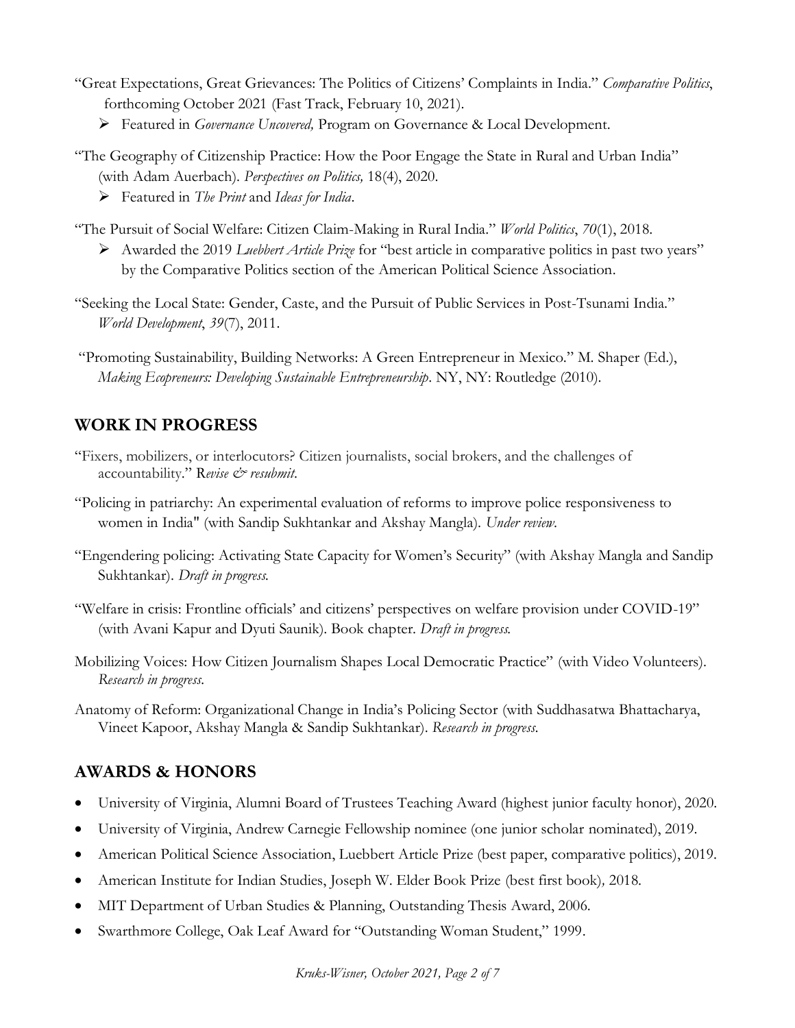"Great Expectations, Great Grievances: The Politics of Citizens' Complaints in India." *Comparative Politics*, forthcoming October 2021 (Fast Track, February 10, 2021).

- Featured in *Governance Uncovered,* Program on Governance & Local Development.

"The Geography of Citizenship Practice: How the Poor Engage the State in Rural and Urban India" (with Adam Auerbach). *Perspectives on Politics,* 18(4), 2020.

- Featured in *The Print* and *Ideas for India*.

"The Pursuit of Social Welfare: Citizen Claim-Making in Rural India." *World Politics*, *70*(1), 2018.

- Awarded the 2019 *Luebbert Article Prize* for "best article in comparative politics in past two years" by the Comparative Politics section of the American Political Science Association.

"Seeking the Local State: Gender, Caste, and the Pursuit of Public Services in Post-Tsunami India." *World Development*, *39*(7), 2011.

"Promoting Sustainability, Building Networks: A Green Entrepreneur in Mexico." M. Shaper (Ed.), *Making Ecopreneurs: Developing Sustainable Entrepreneurship*. NY, NY: Routledge (2010).

## WORK IN PROGRESS

"Fixers, mobilizers, or interlocutors? Citizen journalists, social brokers, and the challenges of accountability." R*evise & resubmit*.

"Policing in patriarchy: An experimental evaluation of reforms to improve police responsiveness to women in India" (with Sandip Sukhtankar and Akshay Mangla). *Under review*.

"Engendering policing: Activating State Capacity for Women's Security" (with Akshay Mangla and Sandip Sukhtankar). *Draft in progress.*

"Welfare in crisis: Frontline officials' and citizens' perspectives on welfare provision under COVID-19" (with Avani Kapur and Dyuti Saunik). Book chapter. *Draft in progress.*

Mobilizing Voices: How Citizen Journalism Shapes Local Democratic Practice" (with Video Volunteers). *Research in progress*.

Anatomy of Reform: Organizational Change in India's Policing Sector (with Suddhasatwa Bhattacharya, Vineet Kapoor, Akshay Mangla & Sandip Sukhtankar). *Research in progress.*

## AWARDS & HONORS

- University of Virginia, Alumni Board of Trustees Teaching Award (highest junior faculty honor), 2020.
- University of Virginia, Andrew Carnegie Fellowship nominee (one junior scholar nominated), 2019.
- American Political Science Association, Luebbert Article Prize (best paper, comparative politics), 2019.
- American Institute for Indian Studies, Joseph W. Elder Book Prize (best first book)*,* 2018.
- MIT Department of Urban Studies & Planning, Outstanding Thesis Award, 2006.
- Swarthmore College, Oak Leaf Award for "Outstanding Woman Student," 1999.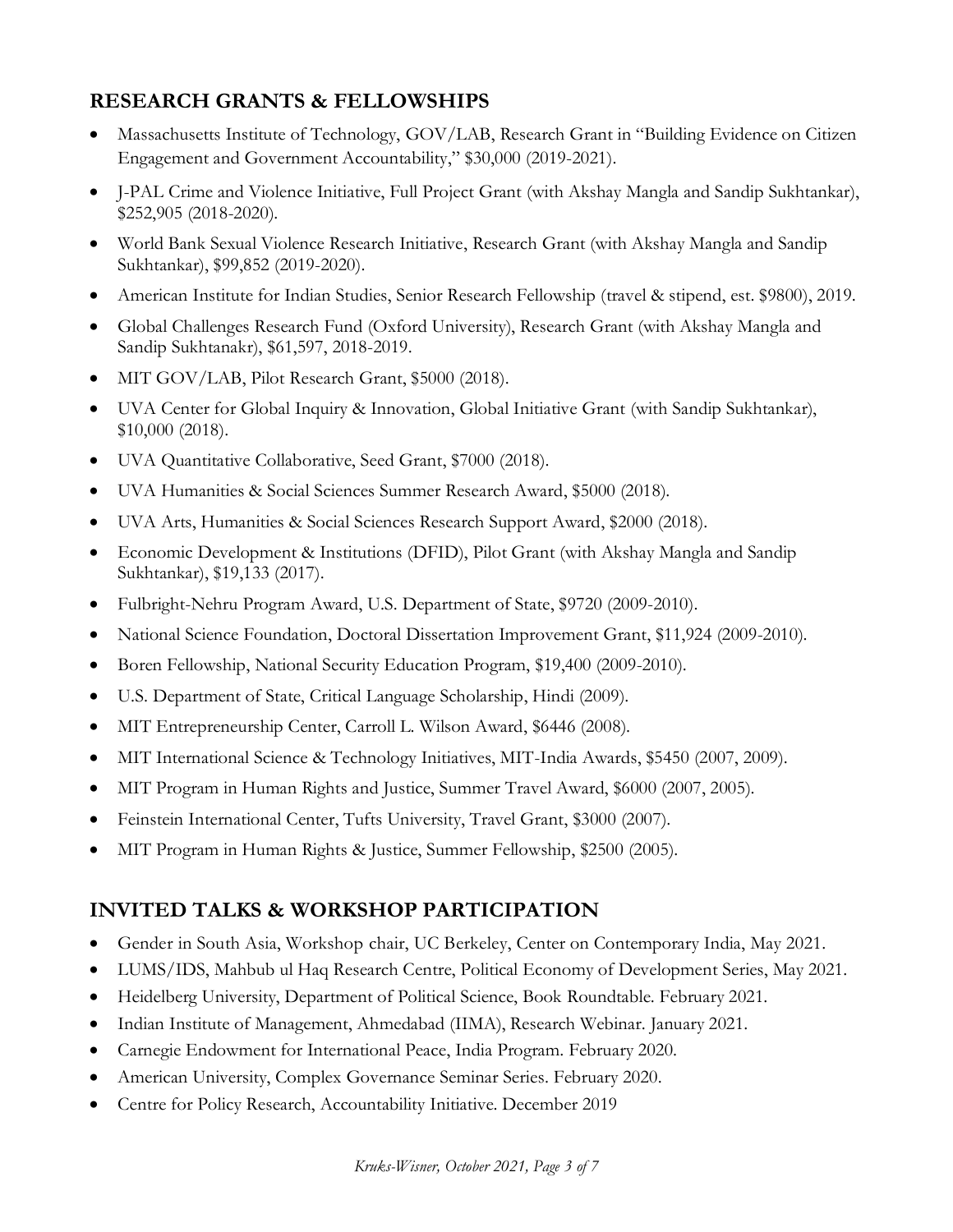## RESEARCH GRANTS & FELLOWSHIPS

- Massachusetts Institute of Technology, GOV/LAB, Research Grant in "Building Evidence on Citizen Engagement and Government Accountability," $30,000 (2019-2021).
- J-PAL Crime and Violence Initiative, Full Project Grant (with Akshay Mangla and Sandip Sukhtankar), $252,905 (2018-2020).
- World Bank Sexual Violence Research Initiative, Research Grant (with Akshay Mangla and Sandip Sukhtankar), $99,852 (2019-2020).
- American Institute for Indian Studies, Senior Research Fellowship (travel & stipend, est. $9800), 2019.
- Global Challenges Research Fund (Oxford University), Research Grant (with Akshay Mangla and Sandip Sukhtanakr), $61,597, 2018-2019.
- MIT GOV/LAB, Pilot Research Grant, $5000 (2018).
- UVA Center for Global Inquiry & Innovation, Global Initiative Grant (with Sandip Sukhtankar), $10,000 (2018).
- UVA Quantitative Collaborative, Seed Grant, $7000 (2018).
- UVA Humanities & Social Sciences Summer Research Award, $5000 (2018).
- UVA Arts, Humanities & Social Sciences Research Support Award, $2000 (2018).
- Economic Development & Institutions (DFID), Pilot Grant (with Akshay Mangla and Sandip Sukhtankar), $19,133 (2017).
- Fulbright-Nehru Program Award, U.S. Department of State, $9720 (2009-2010).
- National Science Foundation, Doctoral Dissertation Improvement Grant, $11,924 (2009-2010).
- Boren Fellowship, National Security Education Program, $19,400 (2009-2010).
- U.S. Department of State, Critical Language Scholarship, Hindi (2009).
- MIT Entrepreneurship Center, Carroll L. Wilson Award, $6446 (2008).
- MIT International Science & Technology Initiatives, MIT-India Awards, $5450 (2007, 2009).
- MIT Program in Human Rights and Justice, Summer Travel Award, $6000 (2007, 2005).
- Feinstein International Center, Tufts University, Travel Grant, $3000 (2007).
- MIT Program in Human Rights & Justice, Summer Fellowship, $2500 (2005).

## INVITED TALKS & WORKSHOP PARTICIPATION

- Gender in South Asia, Workshop chair, UC Berkeley, Center on Contemporary India, May 2021.
- LUMS/IDS, Mahbub ul Haq Research Centre, Political Economy of Development Series, May 2021.
- Heidelberg University, Department of Political Science, Book Roundtable. February 2021.
- Indian Institute of Management, Ahmedabad (IIMA), Research Webinar. January 2021.
- Carnegie Endowment for International Peace, India Program. February 2020.
- American University, Complex Governance Seminar Series. February 2020.
- Centre for Policy Research, Accountability Initiative. December 2019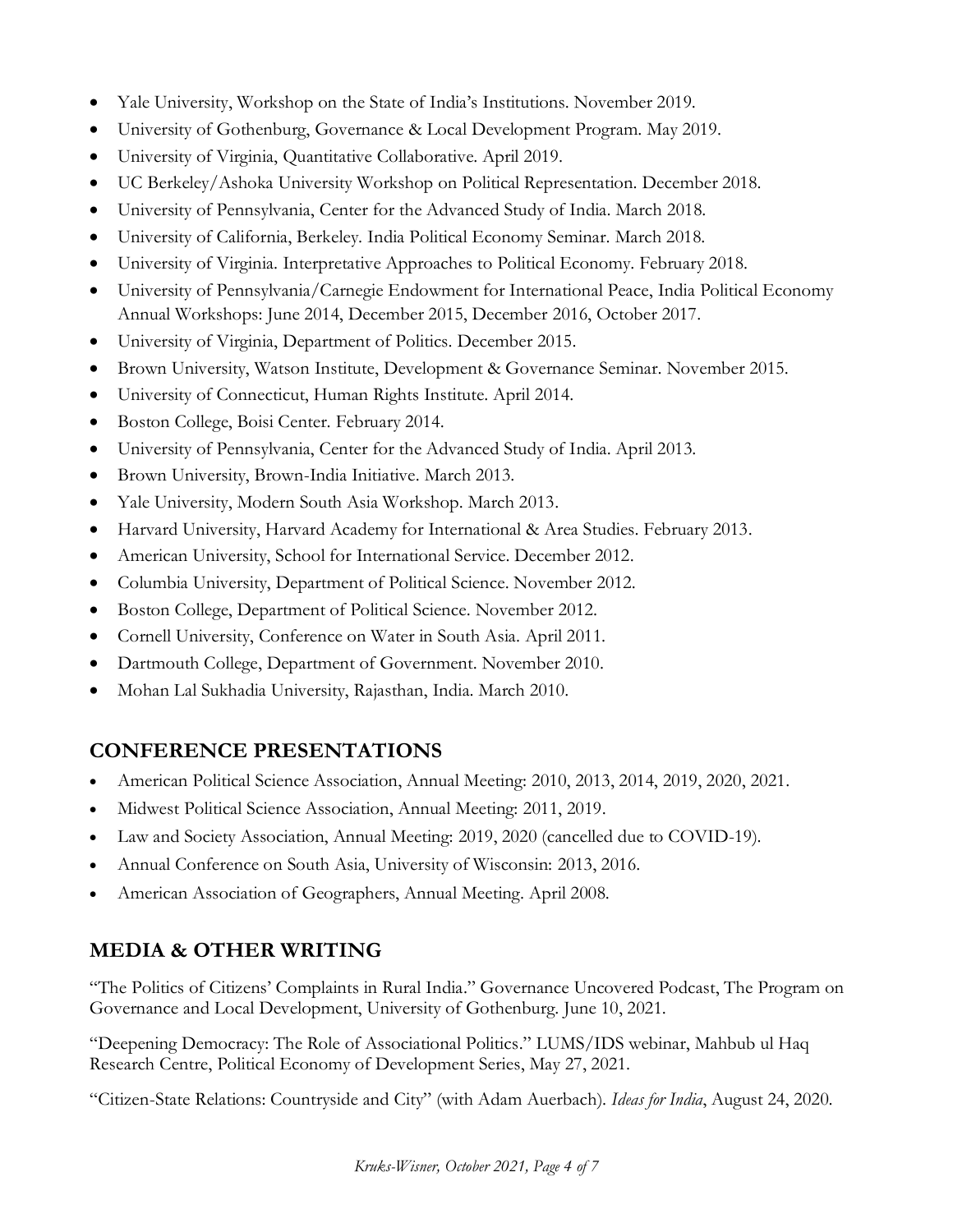- Yale University, Workshop on the State of India's Institutions. November 2019.
- University of Gothenburg, Governance & Local Development Program. May 2019.
- University of Virginia, Quantitative Collaborative. April 2019.
- UC Berkeley/Ashoka University Workshop on Political Representation. December 2018.
- University of Pennsylvania, Center for the Advanced Study of India. March 2018.
- University of California, Berkeley. India Political Economy Seminar. March 2018.
- University of Virginia. Interpretative Approaches to Political Economy. February 2018.
- University of Pennsylvania/Carnegie Endowment for International Peace, India Political Economy Annual Workshops: June 2014, December 2015, December 2016, October 2017.
- University of Virginia, Department of Politics. December 2015.
- Brown University, Watson Institute, Development & Governance Seminar. November 2015.
- University of Connecticut, Human Rights Institute. April 2014.
- Boston College, Boisi Center. February 2014.
- University of Pennsylvania, Center for the Advanced Study of India. April 2013.
- Brown University, Brown-India Initiative. March 2013.
- Yale University, Modern South Asia Workshop. March 2013.
- Harvard University, Harvard Academy for International & Area Studies. February 2013.
- American University, School for International Service. December 2012.
- Columbia University, Department of Political Science. November 2012.
- Boston College, Department of Political Science. November 2012.
- Cornell University, Conference on Water in South Asia. April 2011.
- Dartmouth College, Department of Government. November 2010.
- Mohan Lal Sukhadia University, Rajasthan, India. March 2010.

## CONFERENCE PRESENTATIONS

- American Political Science Association, Annual Meeting: 2010, 2013, 2014, 2019, 2020, 2021.
- Midwest Political Science Association, Annual Meeting: 2011, 2019.
- Law and Society Association, Annual Meeting: 2019, 2020 (cancelled due to COVID-19).
- Annual Conference on South Asia, University of Wisconsin: 2013, 2016.
- American Association of Geographers, Annual Meeting. April 2008.

## MEDIA & OTHER WRITING

"The Politics of Citizens' Complaints in Rural India." Governance Uncovered Podcast, The Program on Governance and Local Development, University of Gothenburg. June 10, 2021.

"Deepening Democracy: The Role of Associational Politics." LUMS/IDS webinar, Mahbub ul Haq Research Centre, Political Economy of Development Series, May 27, 2021.

"Citizen-State Relations: Countryside and City" (with Adam Auerbach). *Ideas for India*, August 24, 2020.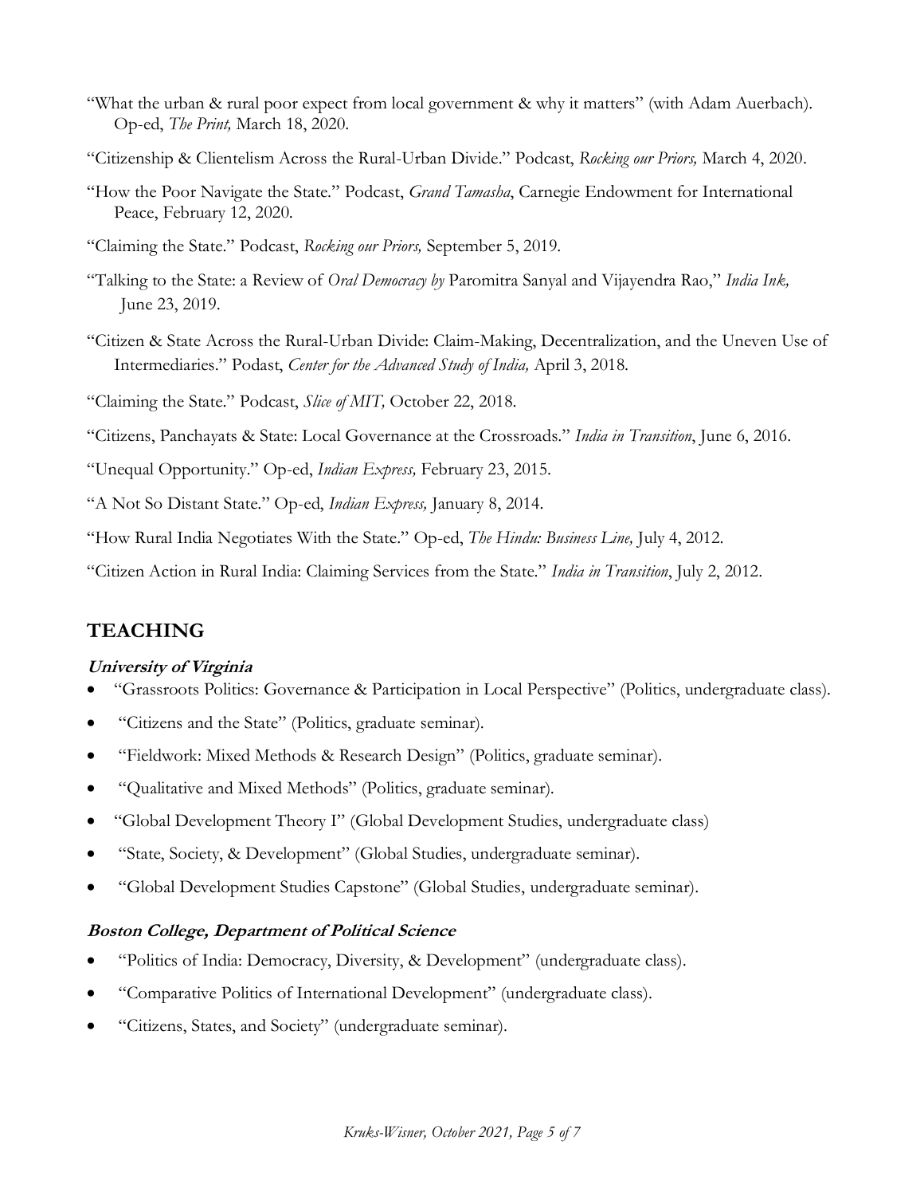"What the urban & rural poor expect from local government & why it matters" (with Adam Auerbach). Op-ed, *The Print,* March 18, 2020.

"Citizenship & Clientelism Across the Rural-Urban Divide." Podcast, *Rocking our Priors,* March 4, 2020.

"How the Poor Navigate the State." Podcast, *Grand Tamasha*, Carnegie Endowment for International Peace, February 12, 2020.

"Claiming the State." Podcast, *Rocking our Priors,* September 5, 2019.

"Talking to the State: a Review of *Oral Democracy by* Paromitra Sanyal and Vijayendra Rao," *India Ink,* June 23, 2019.

"Citizen & State Across the Rural-Urban Divide: Claim-Making, Decentralization, and the Uneven Use of Intermediaries." Podast, *Center for the Advanced Study of India,* April 3, 2018.

"Claiming the State." Podcast, *Slice of MIT,* October 22, 2018.

"Citizens, Panchayats & State: Local Governance at the Crossroads." *India in Transition*, June 6, 2016.

"Unequal Opportunity." Op-ed, *Indian Express,* February 23, 2015.

"A Not So Distant State." Op-ed, *Indian Express,* January 8, 2014.

"How Rural India Negotiates With the State." Op-ed, *The Hindu: Business Line,* July 4, 2012.

"Citizen Action in Rural India: Claiming Services from the State." *India in Transition*, July 2, 2012.

## TEACHING

### *University of Virginia*

- "Grassroots Politics: Governance & Participation in Local Perspective" (Politics, undergraduate class).
- "Citizens and the State" (Politics, graduate seminar).
- "Fieldwork: Mixed Methods & Research Design" (Politics, graduate seminar).
- "Qualitative and Mixed Methods" (Politics, graduate seminar).
- "Global Development Theory I" (Global Development Studies, undergraduate class)
- "State, Society, & Development" (Global Studies, undergraduate seminar).
- "Global Development Studies Capstone" (Global Studies, undergraduate seminar).

### *Boston College, Department of Political Science*

- "Politics of India: Democracy, Diversity, & Development" (undergraduate class).
- "Comparative Politics of International Development" (undergraduate class).
- "Citizens, States, and Society" (undergraduate seminar).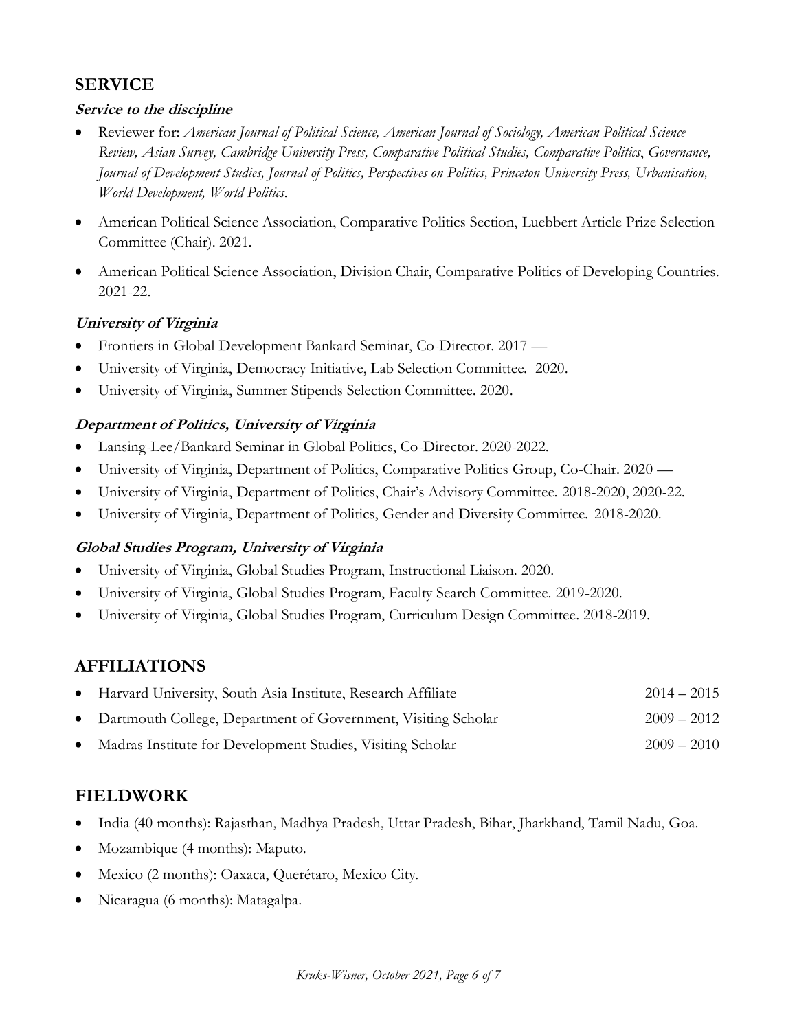## SERVICE

***Service to the discipline***

- Reviewer for: *American Journal of Political Science, American Journal of Sociology, American Political Science Review, Asian Survey, Cambridge University Press, Comparative Political Studies, Comparative Politics*, *Governance, Journal of Development Studies, Journal of Politics, Perspectives on Politics, Princeton University Press, Urbanisation, World Development, World Politics*.
- American Political Science Association, Comparative Politics Section, Luebbert Article Prize Selection Committee (Chair). 2021.
- American Political Science Association, Division Chair, Comparative Politics of Developing Countries. 2021-22.

***University of Virginia***

- Frontiers in Global Development Bankard Seminar, Co-Director. 2017 —
- University of Virginia, Democracy Initiative, Lab Selection Committee. 2020.
- University of Virginia, Summer Stipends Selection Committee. 2020.

***Department of Politics, University of Virginia***

- Lansing-Lee/Bankard Seminar in Global Politics, Co-Director. 2020-2022.
- University of Virginia, Department of Politics, Comparative Politics Group, Co-Chair. 2020 —
- University of Virginia, Department of Politics, Chair's Advisory Committee. 2018-2020, 2020-22.
- University of Virginia, Department of Politics, Gender and Diversity Committee. 2018-2020.

***Global Studies Program, University of Virginia***

- University of Virginia, Global Studies Program, Instructional Liaison. 2020.
- University of Virginia, Global Studies Program, Faculty Search Committee. 2019-2020.
- University of Virginia, Global Studies Program, Curriculum Design Committee. 2018-2019.

## AFFILIATIONS

- Harvard University, South Asia Institute, Research Affiliate 2014 – 2015
- Dartmouth College, Department of Government, Visiting Scholar 2009 – 2012
- Madras Institute for Development Studies, Visiting Scholar 2009 – 2010

## FIELDWORK

- India (40 months): Rajasthan, Madhya Pradesh, Uttar Pradesh, Bihar, Jharkhand, Tamil Nadu, Goa.
- Mozambique (4 months): Maputo.
- Mexico (2 months): Oaxaca, Querétaro, Mexico City.
- Nicaragua (6 months): Matagalpa.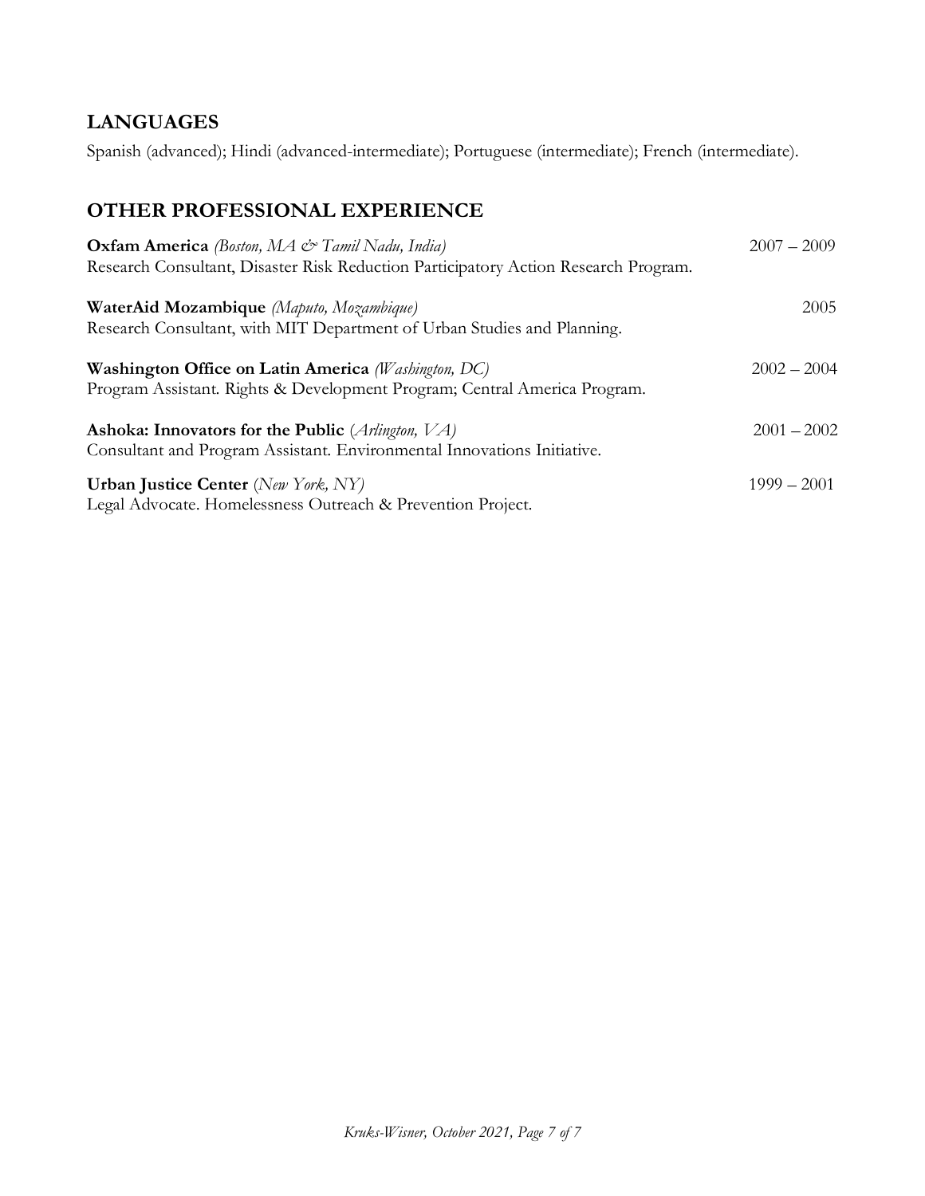## LANGUAGES

Spanish (advanced); Hindi (advanced-intermediate); Portuguese (intermediate); French (intermediate).

## OTHER PROFESSIONAL EXPERIENCE

**Oxfam America** *(Boston, MA & Tamil Nadu, India)* 2007 – 2009
Research Consultant, Disaster Risk Reduction Participatory Action Research Program.

**WaterAid Mozambique** *(Maputo, Mozambique)* 2005
Research Consultant, with MIT Department of Urban Studies and Planning.

**Washington Office on Latin America** *(Washington, DC)* 2002 – 2004
Program Assistant. Rights & Development Program; Central America Program.

**Ashoka: Innovators for the Public** (*Arlington, VA*) 2001 – 2002
Consultant and Program Assistant. Environmental Innovations Initiative.

**Urban Justice Center** (*New York, NY*) 1999 – 2001
Legal Advocate. Homelessness Outreach & Prevention Project.